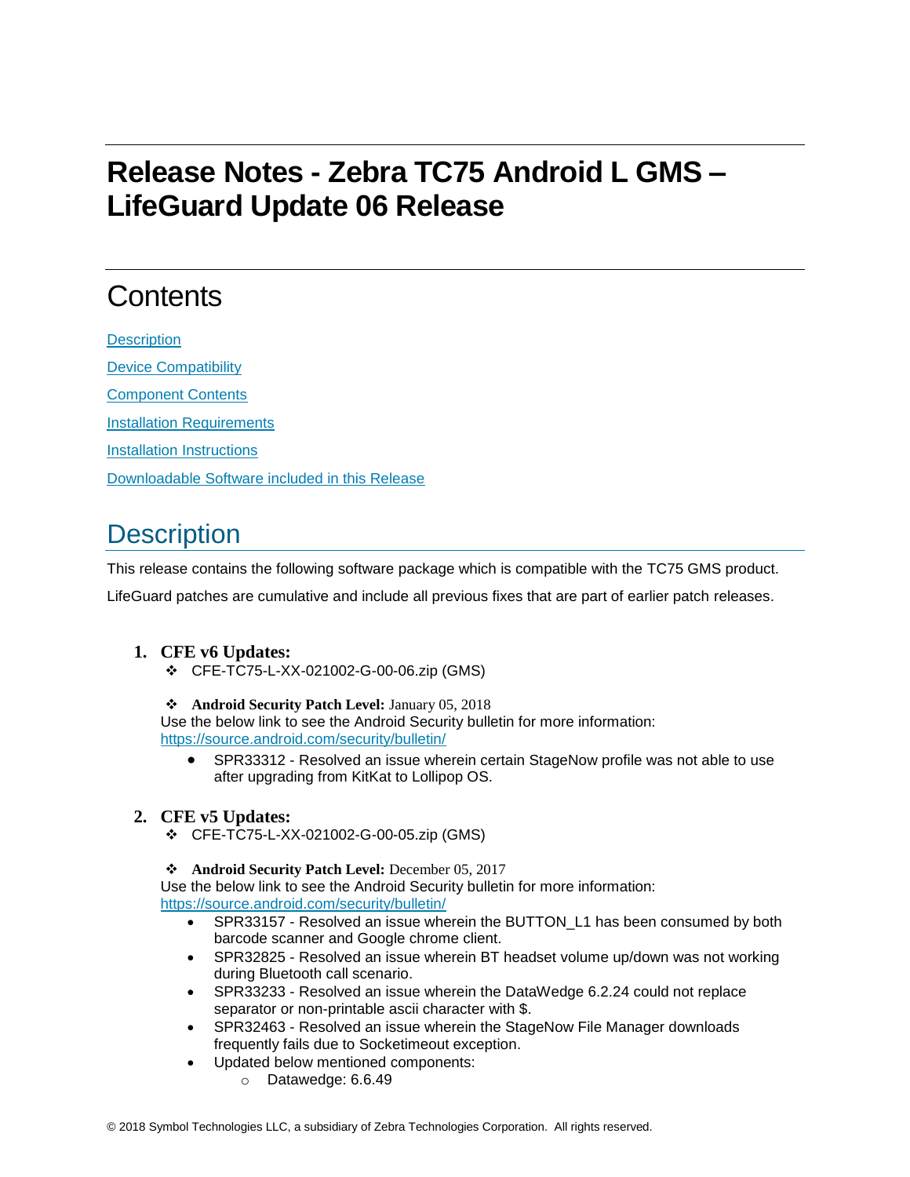# Release Notes - Zebra TC75 Android L GMS – LifeGuard Update 06 Release

## Contents

[Description](#description)

[Device Compatibility](#device-compatibility)

[Component Contents](#component-contents)

[Installation Requirements](#installation-requirements)

[Installation Instructions](#installation-instructions)

[Downloadable Software included in this Release](#downloadable-software-included-in-this-release)

## Description

This release contains the following software package which is compatible with the TC75 GMS product.

LifeGuard patches are cumulative and include all previous fixes that are part of earlier patch releases.

1. **CFE v6 Updates:**
   - ❖ CFE-TC75-L-XX-021002-G-00-06.zip (GMS)

   - ❖ **Android Security Patch Level:** January 05, 2018

   Use the below link to see the Android Security bulletin for more information: https://source.android.com/security/bulletin/

   - SPR33312 - Resolved an issue wherein certain StageNow profile was not able to use after upgrading from KitKat to Lollipop OS.

2. **CFE v5 Updates:**
   - ❖ CFE-TC75-L-XX-021002-G-00-05.zip (GMS)

   - ❖ **Android Security Patch Level:** December 05, 2017

   Use the below link to see the Android Security bulletin for more information: https://source.android.com/security/bulletin/

   - SPR33157 - Resolved an issue wherein the BUTTON_L1 has been consumed by both barcode scanner and Google chrome client.
   - SPR32825 - Resolved an issue wherein BT headset volume up/down was not working during Bluetooth call scenario.
   - SPR33233 - Resolved an issue wherein the DataWedge 6.2.24 could not replace separator or non-printable ascii character with $.
   - SPR32463 - Resolved an issue wherein the StageNow File Manager downloads frequently fails due to Socketimeout exception.
   - Updated below mentioned components:
     - Datawedge: 6.6.49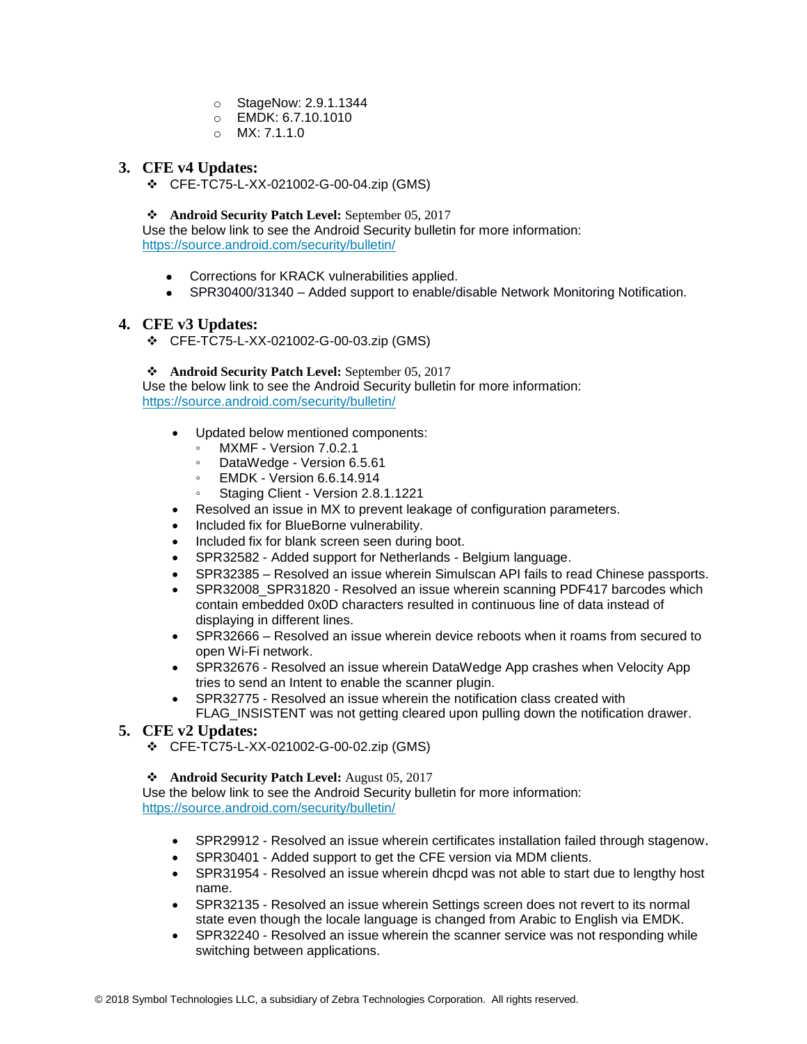- StageNow: 2.9.1.1344
- EMDK: 6.7.10.1010
- MX: 7.1.1.0

## 3. CFE v4 Updates:

- CFE-TC75-L-XX-021002-G-00-04.zip (GMS)

- **Android Security Patch Level:** September 05, 2017

Use the below link to see the Android Security bulletin for more information:
https://source.android.com/security/bulletin/

- Corrections for KRACK vulnerabilities applied.
- SPR30400/31340 – Added support to enable/disable Network Monitoring Notification.

## 4. CFE v3 Updates:

- CFE-TC75-L-XX-021002-G-00-03.zip (GMS)

- **Android Security Patch Level:** September 05, 2017

Use the below link to see the Android Security bulletin for more information:
https://source.android.com/security/bulletin/

- Updated below mentioned components:
  - MXMF - Version 7.0.2.1
  - DataWedge - Version 6.5.61
  - EMDK - Version 6.6.14.914
  - Staging Client - Version 2.8.1.1221
- Resolved an issue in MX to prevent leakage of configuration parameters.
- Included fix for BlueBorne vulnerability.
- Included fix for blank screen seen during boot.
- SPR32582 - Added support for Netherlands - Belgium language.
- SPR32385 – Resolved an issue wherein Simulscan API fails to read Chinese passports.
- SPR32008_SPR31820 - Resolved an issue wherein scanning PDF417 barcodes which contain embedded 0x0D characters resulted in continuous line of data instead of displaying in different lines.
- SPR32666 – Resolved an issue wherein device reboots when it roams from secured to open Wi-Fi network.
- SPR32676 - Resolved an issue wherein DataWedge App crashes when Velocity App tries to send an Intent to enable the scanner plugin.
- SPR32775 - Resolved an issue wherein the notification class created with FLAG_INSISTENT was not getting cleared upon pulling down the notification drawer.

## 5. CFE v2 Updates:

- CFE-TC75-L-XX-021002-G-00-02.zip (GMS)

- **Android Security Patch Level:** August 05, 2017

Use the below link to see the Android Security bulletin for more information:
https://source.android.com/security/bulletin/

- SPR29912 - Resolved an issue wherein certificates installation failed through stagenow.
- SPR30401 - Added support to get the CFE version via MDM clients.
- SPR31954 - Resolved an issue wherein dhcpd was not able to start due to lengthy host name.
- SPR32135 - Resolved an issue wherein Settings screen does not revert to its normal state even though the locale language is changed from Arabic to English via EMDK.
- SPR32240 - Resolved an issue wherein the scanner service was not responding while switching between applications.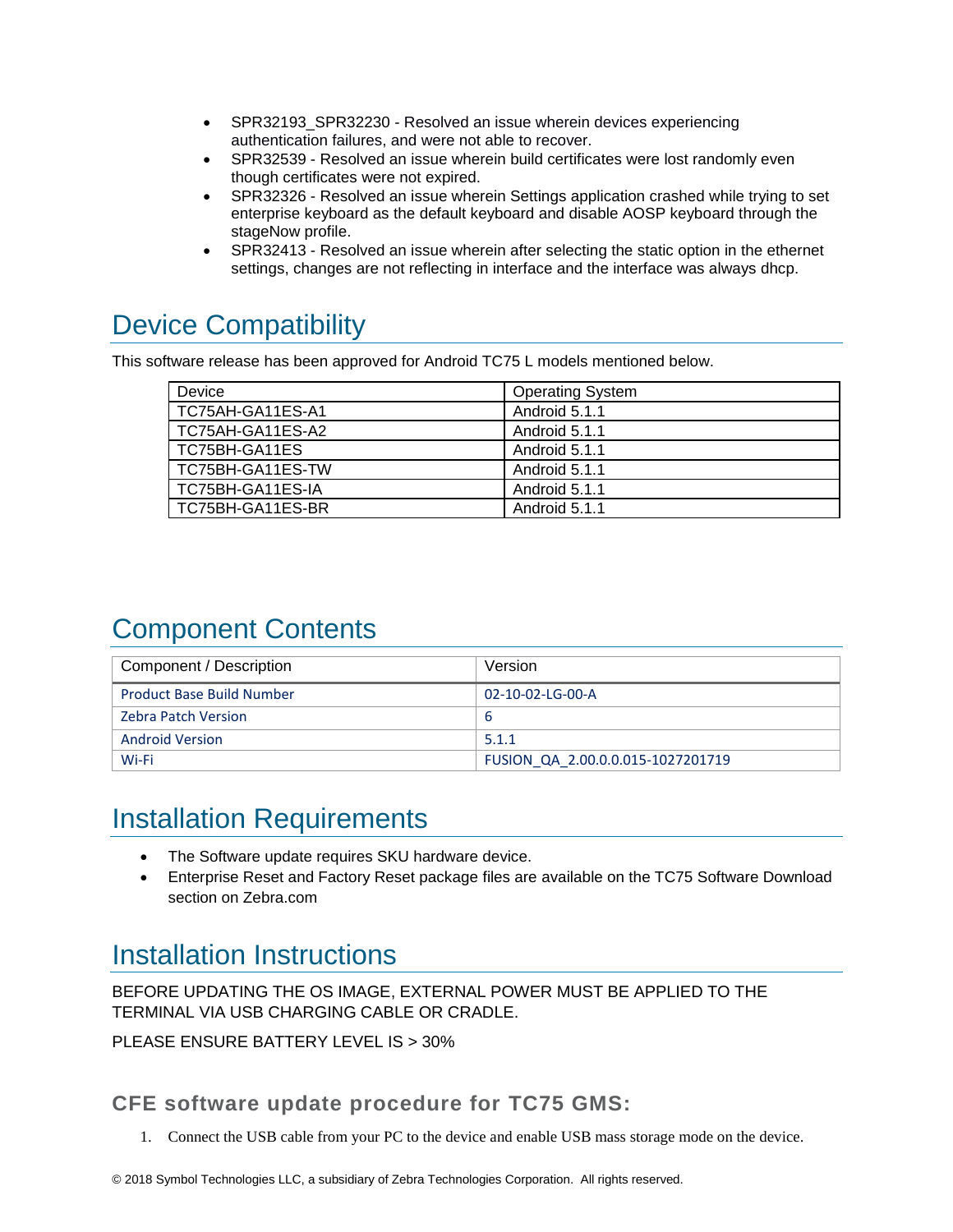- SPR32193_SPR32230 - Resolved an issue wherein devices experiencing authentication failures, and were not able to recover.
- SPR32539 - Resolved an issue wherein build certificates were lost randomly even though certificates were not expired.
- SPR32326 - Resolved an issue wherein Settings application crashed while trying to set enterprise keyboard as the default keyboard and disable AOSP keyboard through the stageNow profile.
- SPR32413 - Resolved an issue wherein after selecting the static option in the ethernet settings, changes are not reflecting in interface and the interface was always dhcp.

# Device Compatibility

This software release has been approved for Android TC75 L models mentioned below.

| Device | Operating System |
|---|---|
| TC75AH-GA11ES-A1 | Android 5.1.1 |
| TC75AH-GA11ES-A2 | Android 5.1.1 |
| TC75BH-GA11ES | Android 5.1.1 |
| TC75BH-GA11ES-TW | Android 5.1.1 |
| TC75BH-GA11ES-IA | Android 5.1.1 |
| TC75BH-GA11ES-BR | Android 5.1.1 |

# Component Contents

| Component / Description | Version |
|---|---|
| Product Base Build Number | 02-10-02-LG-00-A |
| Zebra Patch Version | 6 |
| Android Version | 5.1.1 |
| Wi-Fi | FUSION_QA_2.00.0.0.015-1027201719 |

# Installation Requirements

- The Software update requires SKU hardware device.
- Enterprise Reset and Factory Reset package files are available on the TC75 Software Download section on Zebra.com

# Installation Instructions

BEFORE UPDATING THE OS IMAGE, EXTERNAL POWER MUST BE APPLIED TO THE TERMINAL VIA USB CHARGING CABLE OR CRADLE.

PLEASE ENSURE BATTERY LEVEL IS > 30%

## CFE software update procedure for TC75 GMS:

1. Connect the USB cable from your PC to the device and enable USB mass storage mode on the device.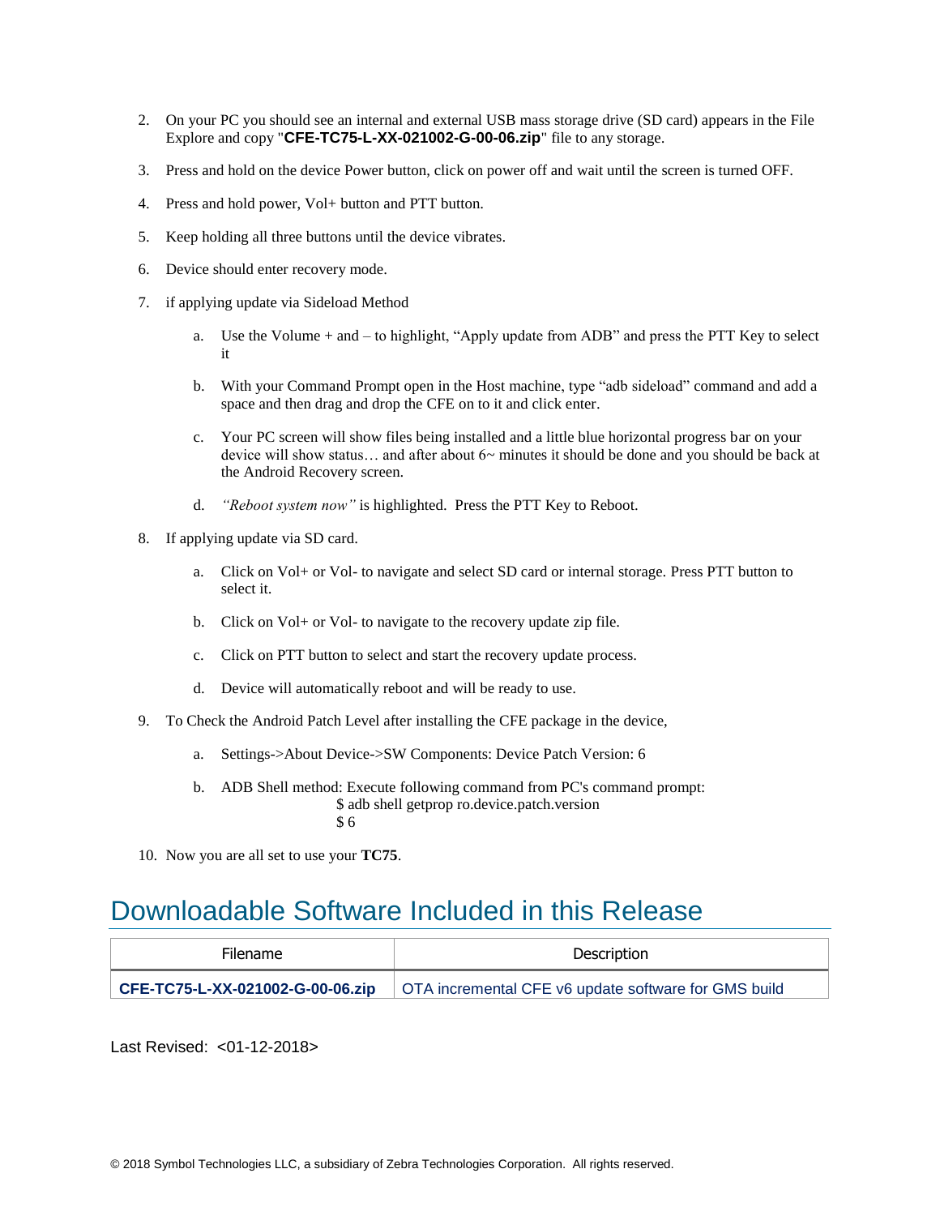2. On your PC you should see an internal and external USB mass storage drive (SD card) appears in the File Explore and copy "**CFE-TC75-L-XX-021002-G-00-06.zip**" file to any storage.

3. Press and hold on the device Power button, click on power off and wait until the screen is turned OFF.

4. Press and hold power, Vol+ button and PTT button.

5. Keep holding all three buttons until the device vibrates.

6. Device should enter recovery mode.

7. if applying update via Sideload Method

   a. Use the Volume + and – to highlight, “Apply update from ADB” and press the PTT Key to select it

   b. With your Command Prompt open in the Host machine, type “adb sideload” command and add a space and then drag and drop the CFE on to it and click enter.

   c. Your PC screen will show files being installed and a little blue horizontal progress bar on your device will show status… and after about 6~ minutes it should be done and you should be back at the Android Recovery screen.

   d. *“Reboot system now”* is highlighted. Press the PTT Key to Reboot.

8. If applying update via SD card.

   a. Click on Vol+ or Vol- to navigate and select SD card or internal storage. Press PTT button to select it.

   b. Click on Vol+ or Vol- to navigate to the recovery update zip file.

   c. Click on PTT button to select and start the recovery update process.

   d. Device will automatically reboot and will be ready to use.

9. To Check the Android Patch Level after installing the CFE package in the device,

   a. Settings->About Device->SW Components: Device Patch Version: 6

   b. ADB Shell method: Execute following command from PC's command prompt:
      $ adb shell getprop ro.device.patch.version
      $ 6

10. Now you are all set to use your **TC75**.

# Downloadable Software Included in this Release

| Filename | Description |
| --- | --- |
| **CFE-TC75-L-XX-021002-G-00-06.zip** | OTA incremental CFE v6 update software for GMS build |

Last Revised: <01-12-2018>

© 2018 Symbol Technologies LLC, a subsidiary of Zebra Technologies Corporation. All rights reserved.